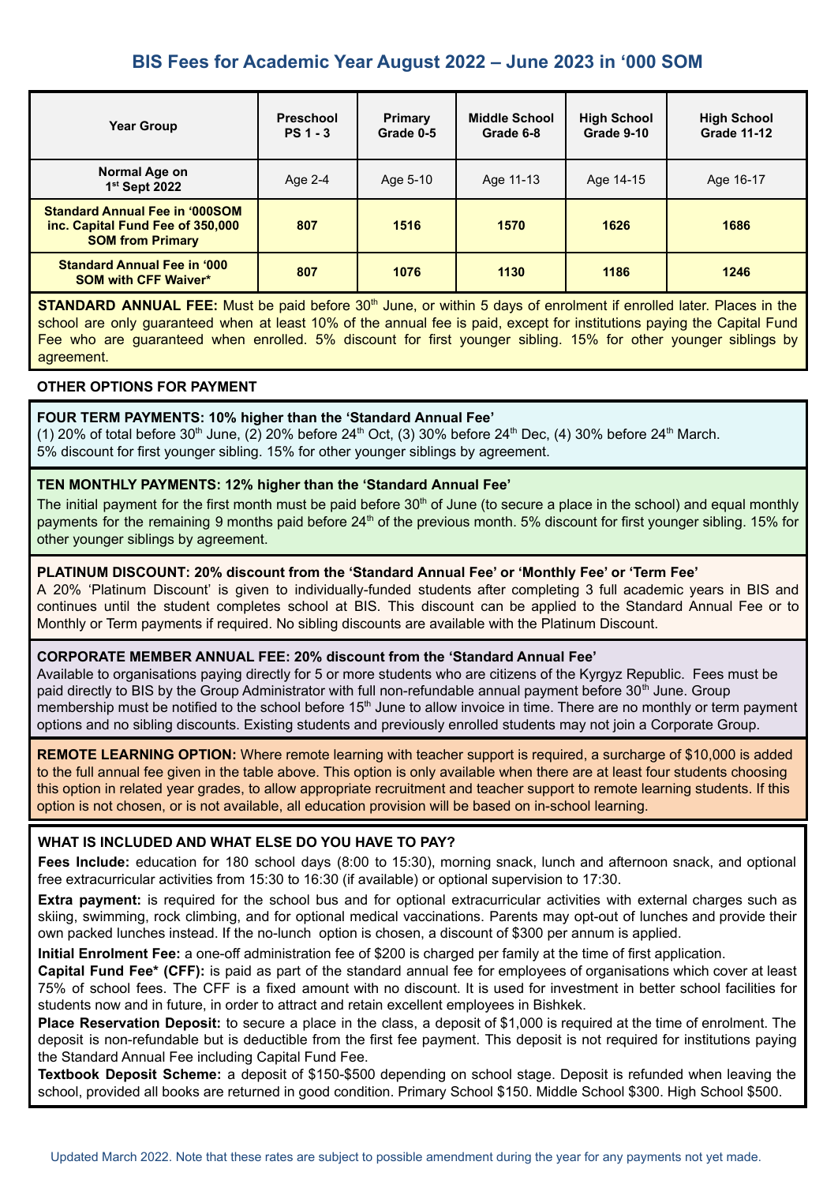# BIS Fees for Academic Year August 2022 – June 2023 in '000 SOM

| Year Group | Preschool PS 1 - 3 | Primary Grade 0-5 | Middle School Grade 6-8 | High School Grade 9-10 | High School Grade 11-12 |
|---|---|---|---|---|---|
| Normal Age on 1st Sept 2022 | Age 2-4 | Age 5-10 | Age 11-13 | Age 14-15 | Age 16-17 |
| **Standard Annual Fee in '000SOM inc. Capital Fund Fee of 350,000 SOM from Primary** | **807** | **1516** | **1570** | **1626** | **1686** |
| **Standard Annual Fee in '000 SOM with CFF Waiver*** | **807** | **1076** | **1130** | **1186** | **1246** |

**STANDARD ANNUAL FEE:** Must be paid before 30th June, or within 5 days of enrolment if enrolled later. Places in the school are only guaranteed when at least 10% of the annual fee is paid, except for institutions paying the Capital Fund Fee who are guaranteed when enrolled. 5% discount for first younger sibling. 15% for other younger siblings by agreement.

**OTHER OPTIONS FOR PAYMENT**

**FOUR TERM PAYMENTS: 10% higher than the 'Standard Annual Fee'**
(1) 20% of total before 30th June, (2) 20% before 24th Oct, (3) 30% before 24th Dec, (4) 30% before 24th March. 5% discount for first younger sibling. 15% for other younger siblings by agreement.

**TEN MONTHLY PAYMENTS: 12% higher than the 'Standard Annual Fee'**
The initial payment for the first month must be paid before 30th of June (to secure a place in the school) and equal monthly payments for the remaining 9 months paid before 24th of the previous month. 5% discount for first younger sibling. 15% for other younger siblings by agreement.

**PLATINUM DISCOUNT: 20% discount from the 'Standard Annual Fee' or 'Monthly Fee' or 'Term Fee'**
A 20% 'Platinum Discount' is given to individually-funded students after completing 3 full academic years in BIS and continues until the student completes school at BIS. This discount can be applied to the Standard Annual Fee or to Monthly or Term payments if required. No sibling discounts are available with the Platinum Discount.

**CORPORATE MEMBER ANNUAL FEE: 20% discount from the 'Standard Annual Fee'**
Available to organisations paying directly for 5 or more students who are citizens of the Kyrgyz Republic. Fees must be paid directly to BIS by the Group Administrator with full non-refundable annual payment before 30th June. Group membership must be notified to the school before 15th June to allow invoice in time. There are no monthly or term payment options and no sibling discounts. Existing students and previously enrolled students may not join a Corporate Group.

**REMOTE LEARNING OPTION:** Where remote learning with teacher support is required, a surcharge of $10,000 is added to the full annual fee given in the table above. This option is only available when there are at least four students choosing this option in related year grades, to allow appropriate recruitment and teacher support to remote learning students. If this option is not chosen, or is not available, all education provision will be based on in-school learning.

**WHAT IS INCLUDED AND WHAT ELSE DO YOU HAVE TO PAY?**

**Fees Include:** education for 180 school days (8:00 to 15:30), morning snack, lunch and afternoon snack, and optional free extracurricular activities from 15:30 to 16:30 (if available) or optional supervision to 17:30.

**Extra payment:** is required for the school bus and for optional extracurricular activities with external charges such as skiing, swimming, rock climbing, and for optional medical vaccinations. Parents may opt-out of lunches and provide their own packed lunches instead. If the no-lunch option is chosen, a discount of $300 per annum is applied.

**Initial Enrolment Fee:** a one-off administration fee of $200 is charged per family at the time of first application.

**Capital Fund Fee* (CFF):** is paid as part of the standard annual fee for employees of organisations which cover at least 75% of school fees. The CFF is a fixed amount with no discount. It is used for investment in better school facilities for students now and in future, in order to attract and retain excellent employees in Bishkek.

**Place Reservation Deposit:** to secure a place in the class, a deposit of $1,000 is required at the time of enrolment. The deposit is non-refundable but is deductible from the first fee payment. This deposit is not required for institutions paying the Standard Annual Fee including Capital Fund Fee.

**Textbook Deposit Scheme:** a deposit of $150-$500 depending on school stage. Deposit is refunded when leaving the school, provided all books are returned in good condition. Primary School $150. Middle School $300. High School $500.

Updated March 2022. Note that these rates are subject to possible amendment during the year for any payments not yet made.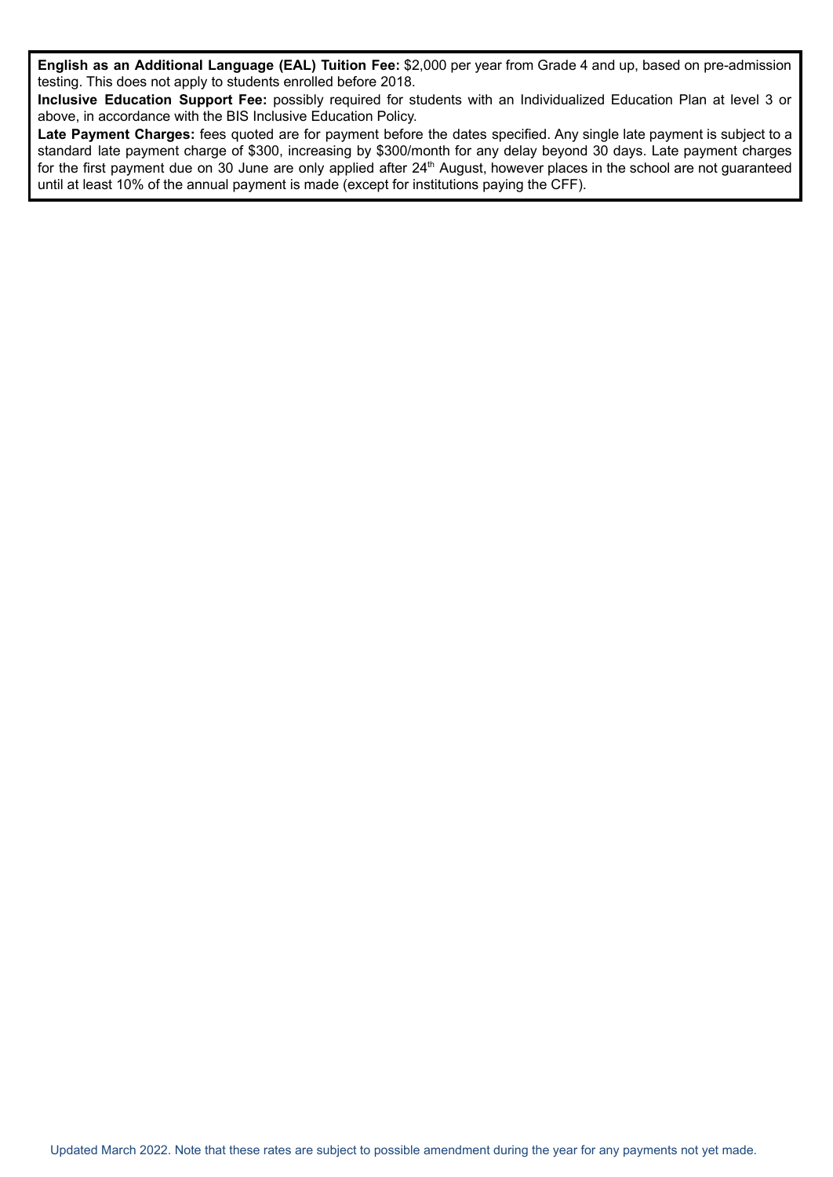**English as an Additional Language (EAL) Tuition Fee:** $2,000 per year from Grade 4 and up, based on pre-admission testing. This does not apply to students enrolled before 2018.

**Inclusive Education Support Fee:** possibly required for students with an Individualized Education Plan at level 3 or above, in accordance with the BIS Inclusive Education Policy.

**Late Payment Charges:** fees quoted are for payment before the dates specified. Any single late payment is subject to a standard late payment charge of $300, increasing by $300/month for any delay beyond 30 days. Late payment charges for the first payment due on 30 June are only applied after 24th August, however places in the school are not guaranteed until at least 10% of the annual payment is made (except for institutions paying the CFF).

Updated March 2022. Note that these rates are subject to possible amendment during the year for any payments not yet made.